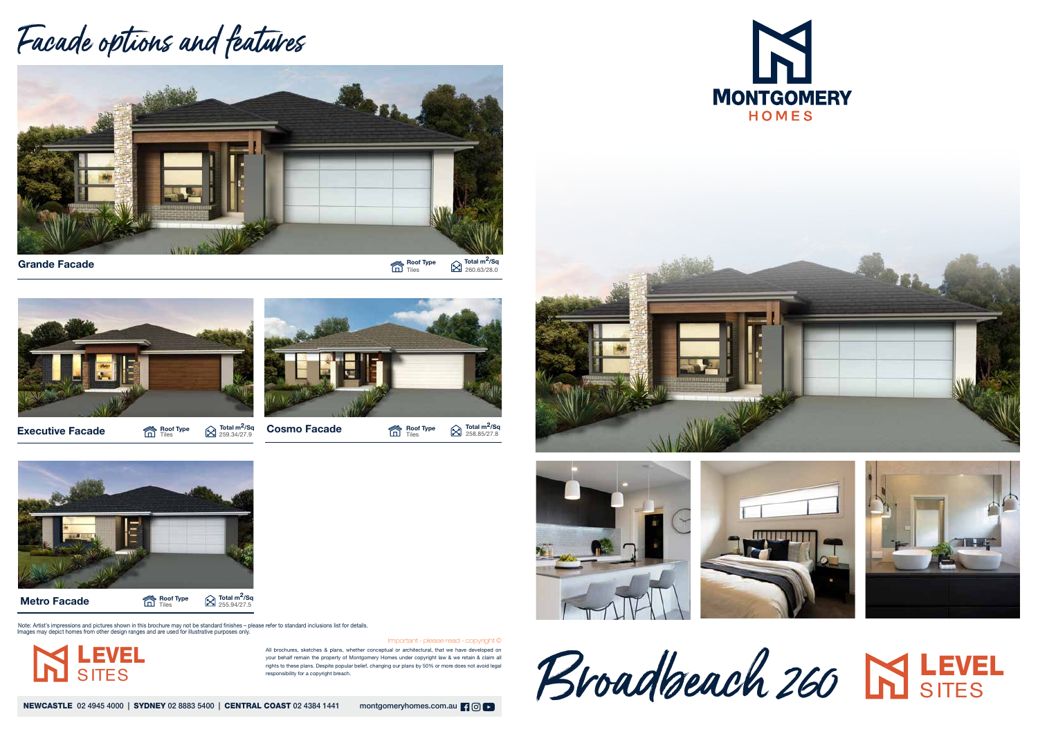# Facade options and features

## Grande Facade

Roof Type: Tiles | Total m²/Sq: 260.63/28.0

## Executive Facade

Roof Type: Tiles | Total m²/Sq: 259.34/27.9

## Cosmo Facade

Roof Type: Tiles | Total m²/Sq: 258.85/27.8

## Metro Facade

Roof Type: Tiles | Total m²/Sq: 255.94/27.5

Note: Artist's impressions and pictures shown in this brochure may not be standard finishes – please refer to standard inclusions list for details. Images may depict homes from other design ranges and are used for illustrative purposes only.

LEVEL SITES

Important - please read - copyright ©

All brochures, sketches & plans, whether conceptual or architectural, that we have developed on your behalf remain the property of Montgomery Homes under copyright law & we retain & claim all rights to these plans. Despite popular belief, changing our plans by 50% or more does not avoid legal responsibility for a copyright breach.

**NEWCASTLE** 02 4945 4000 | **SYDNEY** 02 8883 5400 | **CENTRAL COAST** 02 4384 1441 montgomeryhomes.com.au

MONTGOMERY HOMES

# Broadbeach 260

LEVEL SITES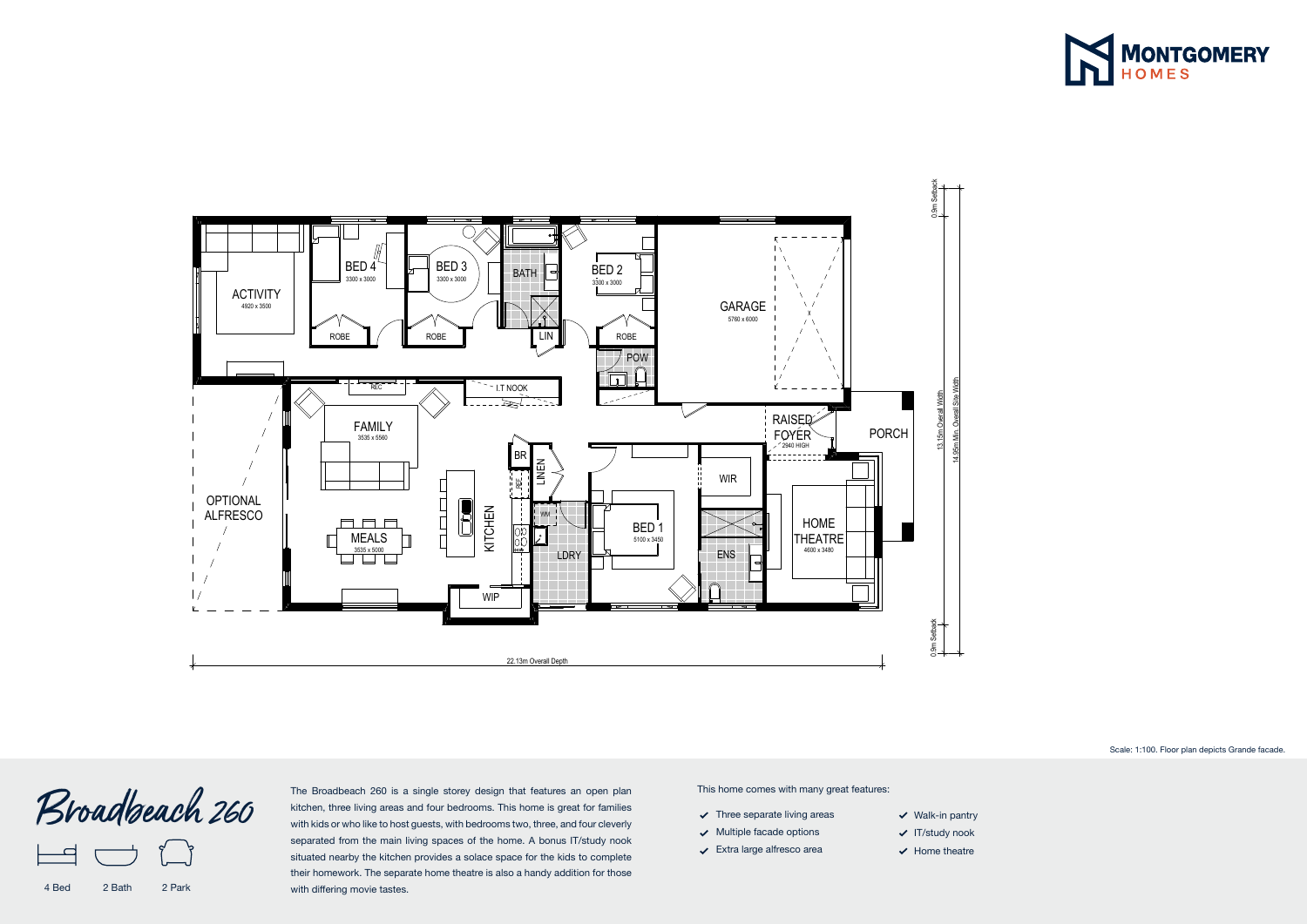MONTGOMERY HOMES

ACTIVITY
4920 x 3500

BED 4
3300 x 3000

BED 3
3300 x 3000

BATH

BED 2
3300 x 3000

GARAGE
5760 x 6000

ROBE

ROBE

LIN

ROBE

POW

REC

I.T NOOK

FAMILY
3535 x 5560

RAISED FOYER
2940 HIGH

PORCH

OPTIONAL ALFRESCO

BR

LINEN

REF

WIR

MEALS
3535 x 5000

KITCHEN

WM

BED 1
5100 x 3450

HOME THEATRE
4600 x 3480

LDRY

ENS

WIP

22.13m Overall Depth

0.9m Setback

13.15m Overall Width

14.95m Min. Overall Site Width

0.9m Setback

Scale: 1:100. Floor plan depicts Grande facade.

# Broadbeach 260

4 Bed | 2 Bath | 2 Park

The Broadbeach 260 is a single storey design that features an open plan kitchen, three living areas and four bedrooms. This home is great for families with kids or who like to host guests, with bedrooms two, three, and four cleverly separated from the main living spaces of the home. A bonus IT/study nook situated nearby the kitchen provides a solace space for the kids to complete their homework. The separate home theatre is also a handy addition for those with differing movie tastes.

This home comes with many great features:

- Three separate living areas
- Multiple facade options
- Extra large alfresco area
- Walk-in pantry
- IT/study nook
- Home theatre